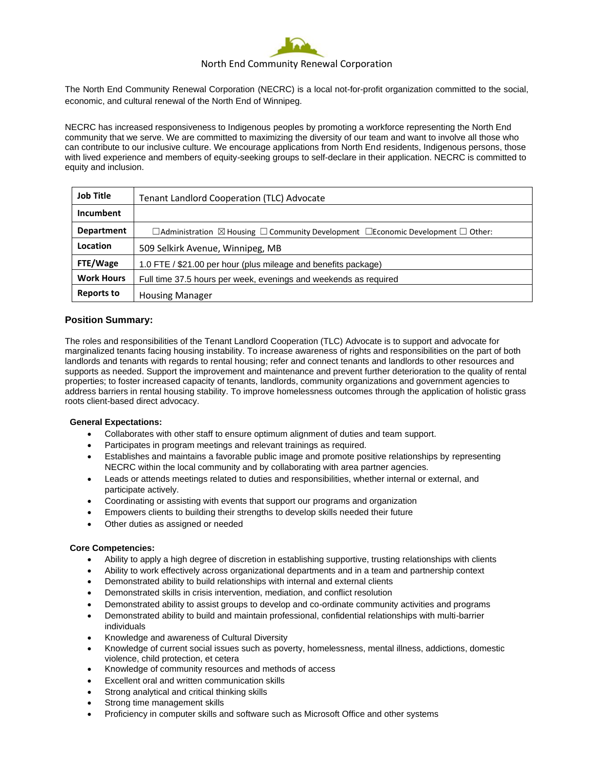North End Community Renewal Corporation

The North End Community Renewal Corporation (NECRC) is a local not-for-profit organization committed to the social, economic, and cultural renewal of the North End of Winnipeg.

NECRC has increased responsiveness to Indigenous peoples by promoting a workforce representing the North End community that we serve. We are committed to maximizing the diversity of our team and want to involve all those who can contribute to our inclusive culture. We encourage applications from North End residents, Indigenous persons, those with lived experience and members of equity-seeking groups to self-declare in their application. NECRC is committed to equity and inclusion.

| | |
|---|---|
| **Job Title** | Tenant Landlord Cooperation (TLC) Advocate |
| **Incumbent** | |
| **Department** | ☐Administration ☒ Housing ☐ Community Development ☐Economic Development ☐ Other: |
| **Location** | 509 Selkirk Avenue, Winnipeg, MB |
| **FTE/Wage** | 1.0 FTE / $21.00 per hour (plus mileage and benefits package) |
| **Work Hours** | Full time 37.5 hours per week, evenings and weekends as required |
| **Reports to** | Housing Manager |

## Position Summary:

The roles and responsibilities of the Tenant Landlord Cooperation (TLC) Advocate is to support and advocate for marginalized tenants facing housing instability. To increase awareness of rights and responsibilities on the part of both landlords and tenants with regards to rental housing; refer and connect tenants and landlords to other resources and supports as needed. Support the improvement and maintenance and prevent further deterioration to the quality of rental properties; to foster increased capacity of tenants, landlords, community organizations and government agencies to address barriers in rental housing stability. To improve homelessness outcomes through the application of holistic grass roots client-based direct advocacy.

**General Expectations:**

- Collaborates with other staff to ensure optimum alignment of duties and team support.
- Participates in program meetings and relevant trainings as required.
- Establishes and maintains a favorable public image and promote positive relationships by representing NECRC within the local community and by collaborating with area partner agencies.
- Leads or attends meetings related to duties and responsibilities, whether internal or external, and participate actively.
- Coordinating or assisting with events that support our programs and organization
- Empowers clients to building their strengths to develop skills needed their future
- Other duties as assigned or needed

**Core Competencies:**

- Ability to apply a high degree of discretion in establishing supportive, trusting relationships with clients
- Ability to work effectively across organizational departments and in a team and partnership context
- Demonstrated ability to build relationships with internal and external clients
- Demonstrated skills in crisis intervention, mediation, and conflict resolution
- Demonstrated ability to assist groups to develop and co-ordinate community activities and programs
- Demonstrated ability to build and maintain professional, confidential relationships with multi-barrier individuals
- Knowledge and awareness of Cultural Diversity
- Knowledge of current social issues such as poverty, homelessness, mental illness, addictions, domestic violence, child protection, et cetera
- Knowledge of community resources and methods of access
- Excellent oral and written communication skills
- Strong analytical and critical thinking skills
- Strong time management skills
- Proficiency in computer skills and software such as Microsoft Office and other systems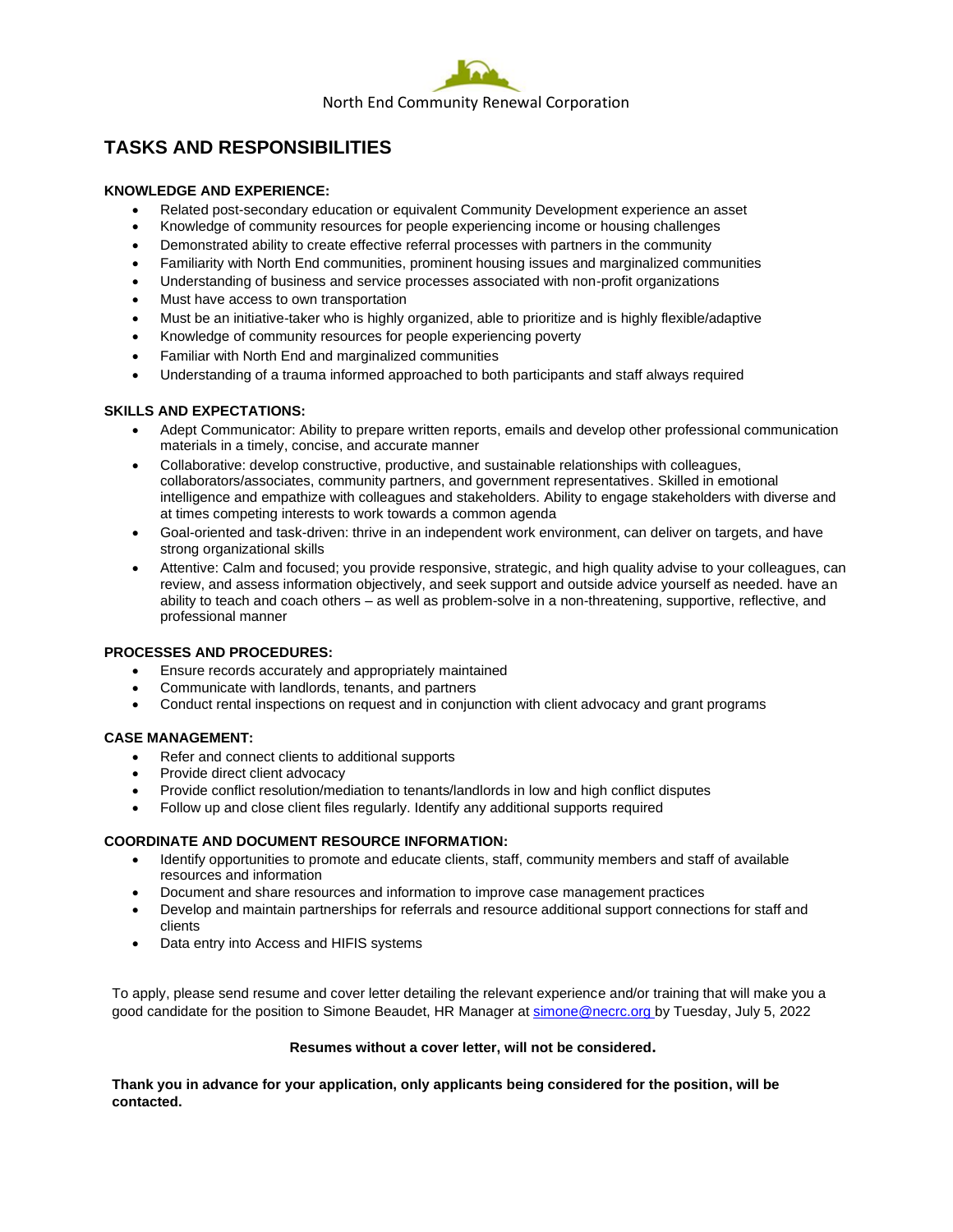North End Community Renewal Corporation

## TASKS AND RESPONSIBILITIES

**KNOWLEDGE AND EXPERIENCE:**

- Related post-secondary education or equivalent Community Development experience an asset
- Knowledge of community resources for people experiencing income or housing challenges
- Demonstrated ability to create effective referral processes with partners in the community
- Familiarity with North End communities, prominent housing issues and marginalized communities
- Understanding of business and service processes associated with non-profit organizations
- Must have access to own transportation
- Must be an initiative-taker who is highly organized, able to prioritize and is highly flexible/adaptive
- Knowledge of community resources for people experiencing poverty
- Familiar with North End and marginalized communities
- Understanding of a trauma informed approached to both participants and staff always required

**SKILLS AND EXPECTATIONS:**

- Adept Communicator: Ability to prepare written reports, emails and develop other professional communication materials in a timely, concise, and accurate manner
- Collaborative: develop constructive, productive, and sustainable relationships with colleagues, collaborators/associates, community partners, and government representatives. Skilled in emotional intelligence and empathize with colleagues and stakeholders. Ability to engage stakeholders with diverse and at times competing interests to work towards a common agenda
- Goal-oriented and task-driven: thrive in an independent work environment, can deliver on targets, and have strong organizational skills
- Attentive: Calm and focused; you provide responsive, strategic, and high quality advise to your colleagues, can review, and assess information objectively, and seek support and outside advice yourself as needed. have an ability to teach and coach others – as well as problem-solve in a non-threatening, supportive, reflective, and professional manner

**PROCESSES AND PROCEDURES:**

- Ensure records accurately and appropriately maintained
- Communicate with landlords, tenants, and partners
- Conduct rental inspections on request and in conjunction with client advocacy and grant programs

**CASE MANAGEMENT:**

- Refer and connect clients to additional supports
- Provide direct client advocacy
- Provide conflict resolution/mediation to tenants/landlords in low and high conflict disputes
- Follow up and close client files regularly. Identify any additional supports required

**COORDINATE AND DOCUMENT RESOURCE INFORMATION:**

- Identify opportunities to promote and educate clients, staff, community members and staff of available resources and information
- Document and share resources and information to improve case management practices
- Develop and maintain partnerships for referrals and resource additional support connections for staff and clients
- Data entry into Access and HIFIS systems

To apply, please send resume and cover letter detailing the relevant experience and/or training that will make you a good candidate for the position to Simone Beaudet, HR Manager at simone@necrc.org by Tuesday, July 5, 2022

**Resumes without a cover letter, will not be considered.**

**Thank you in advance for your application, only applicants being considered for the position, will be contacted.**